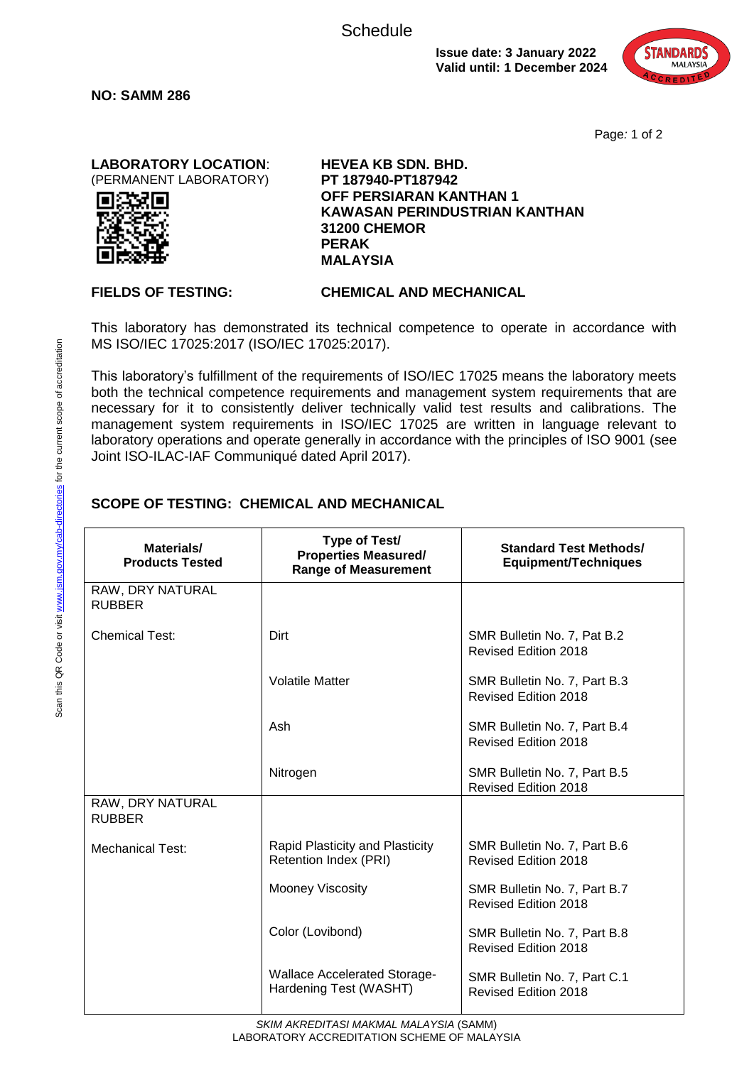Schedule

**Issue date: 3 January 2022**
**Valid until: 1 December 2024**

**NO: SAMM 286**

**LABORATORY LOCATION**:
(PERMANENT LABORATORY)

**HEVEA KB SDN. BHD.**
**PT 187940-PT187942**
**OFF PERSIARAN KANTHAN 1**
**KAWASAN PERINDUSTRIAN KANTHAN**
**31200 CHEMOR**
**PERAK**
**MALAYSIA**

**FIELDS OF TESTING:** **CHEMICAL AND MECHANICAL**

This laboratory has demonstrated its technical competence to operate in accordance with MS ISO/IEC 17025:2017 (ISO/IEC 17025:2017).

This laboratory's fulfillment of the requirements of ISO/IEC 17025 means the laboratory meets both the technical competence requirements and management system requirements that are necessary for it to consistently deliver technically valid test results and calibrations. The management system requirements in ISO/IEC 17025 are written in language relevant to laboratory operations and operate generally in accordance with the principles of ISO 9001 (see Joint ISO-ILAC-IAF Communiqué dated April 2017).

Scan this QR Code or visit www.jsm.gov.my/cab-directories for the current scope of accreditation

## SCOPE OF TESTING: CHEMICAL AND MECHANICAL

| Materials/ Products Tested | Type of Test/ Properties Measured/ Range of Measurement | Standard Test Methods/ Equipment/Techniques |
|---|---|---|
| RAW, DRY NATURAL RUBBER | | |
| Chemical Test: | Dirt | SMR Bulletin No. 7, Pat B.2 Revised Edition 2018 |
| | Volatile Matter | SMR Bulletin No. 7, Part B.3 Revised Edition 2018 |
| | Ash | SMR Bulletin No. 7, Part B.4 Revised Edition 2018 |
| | Nitrogen | SMR Bulletin No. 7, Part B.5 Revised Edition 2018 |
| RAW, DRY NATURAL RUBBER | | |
| Mechanical Test: | Rapid Plasticity and Plasticity Retention Index (PRI) | SMR Bulletin No. 7, Part B.6 Revised Edition 2018 |
| | Mooney Viscosity | SMR Bulletin No. 7, Part B.7 Revised Edition 2018 |
| | Color (Lovibond) | SMR Bulletin No. 7, Part B.8 Revised Edition 2018 |
| | Wallace Accelerated Storage-Hardening Test (WASHT) | SMR Bulletin No. 7, Part C.1 Revised Edition 2018 |

*SKIM AKREDITASI MAKMAL MALAYSIA* (SAMM)
LABORATORY ACCREDITATION SCHEME OF MALAYSIA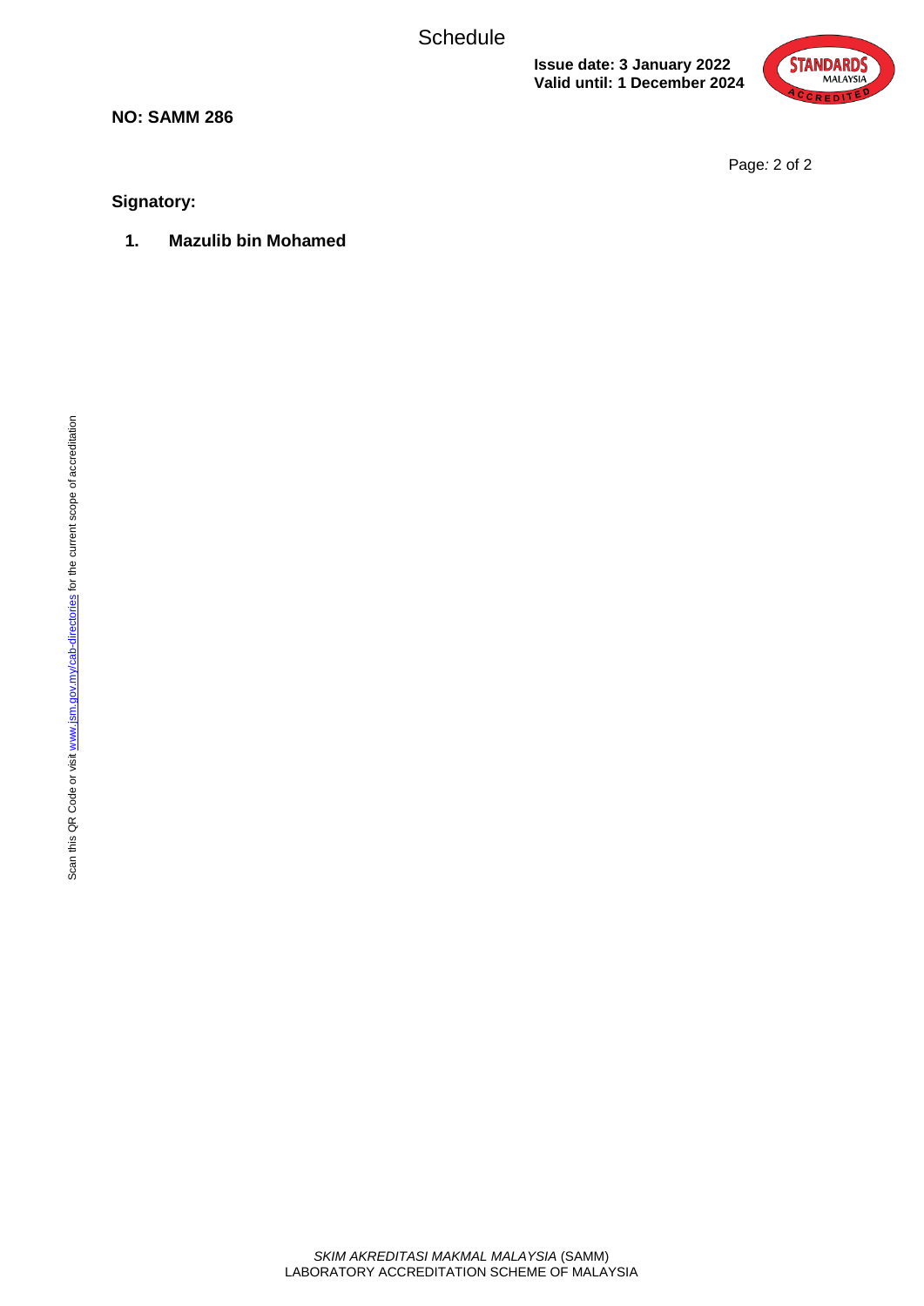**NO: SAMM 286**

**Signatory:**

1. **Mazulib bin Mohamed**